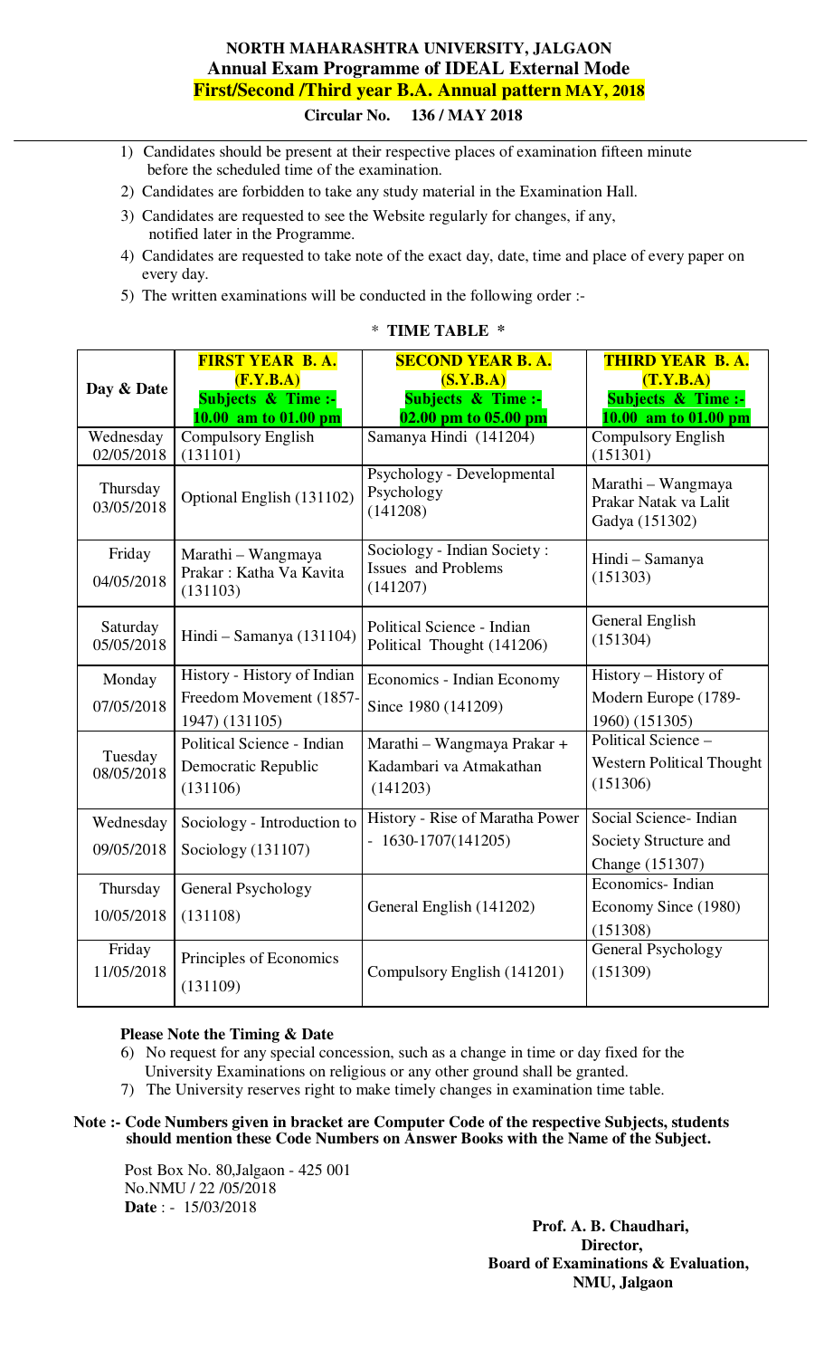# NORTH MAHARASHTRA UNIVERSITY, JALGAON

## Annual Exam Programme of IDEAL External Mode

## First/Second /Third year B.A. Annual pattern MAY, 2018

**Circular No. 136 / MAY 2018**

1) Candidates should be present at their respective places of examination fifteen minute before the scheduled time of the examination.
2) Candidates are forbidden to take any study material in the Examination Hall.
3) Candidates are requested to see the Website regularly for changes, if any, notified later in the Programme.
4) Candidates are requested to take note of the exact day, date, time and place of every paper on every day.
5) The written examinations will be conducted in the following order :-

**\* TIME TABLE \***

| Day & Date | FIRST YEAR B. A. (F.Y.B.A) Subjects & Time :- 10.00 am to 01.00 pm | SECOND YEAR B. A. (S.Y.B.A) Subjects & Time :- 02.00 pm to 05.00 pm | THIRD YEAR B. A. (T.Y.B.A) Subjects & Time :- 10.00 am to 01.00 pm |
|---|---|---|---|
| Wednesday 02/05/2018 | Compulsory English (131101) | Samanya Hindi (141204) | Compulsory English (151301) |
| Thursday 03/05/2018 | Optional English (131102) | Psychology - Developmental Psychology (141208) | Marathi – Wangmaya Prakar Natak va Lalit Gadya (151302) |
| Friday 04/05/2018 | Marathi – Wangmaya Prakar : Katha Va Kavita (131103) | Sociology - Indian Society : Issues and Problems (141207) | Hindi – Samanya (151303) |
| Saturday 05/05/2018 | Hindi – Samanya (131104) | Political Science - Indian Political Thought (141206) | General English (151304) |
| Monday 07/05/2018 | History - History of Indian Freedom Movement (1857-1947) (131105) | Economics - Indian Economy Since 1980 (141209) | History – History of Modern Europe (1789-1960) (151305) |
| Tuesday 08/05/2018 | Political Science - Indian Democratic Republic (131106) | Marathi – Wangmaya Prakar + Kadambari va Atmakathan (141203) | Political Science – Western Political Thought (151306) |
| Wednesday 09/05/2018 | Sociology - Introduction to Sociology (131107) | History - Rise of Maratha Power - 1630-1707(141205) | Social Science- Indian Society Structure and Change (151307) |
| Thursday 10/05/2018 | General Psychology (131108) | General English (141202) | Economics- Indian Economy Since (1980) (151308) |
| Friday 11/05/2018 | Principles of Economics (131109) | Compulsory English (141201) | General Psychology (151309) |

**Please Note the Timing & Date**

6) No request for any special concession, such as a change in time or day fixed for the University Examinations on religious or any other ground shall be granted.
7) The University reserves right to make timely changes in examination time table.

**Note :- Code Numbers given in bracket are Computer Code of the respective Subjects, students should mention these Code Numbers on Answer Books with the Name of the Subject.**

Post Box No. 80,Jalgaon - 425 001
No.NMU / 22 /05/2018
**Date** : - 15/03/2018

**Prof. A. B. Chaudhari,**
**Director,**
**Board of Examinations & Evaluation,**
**NMU, Jalgaon**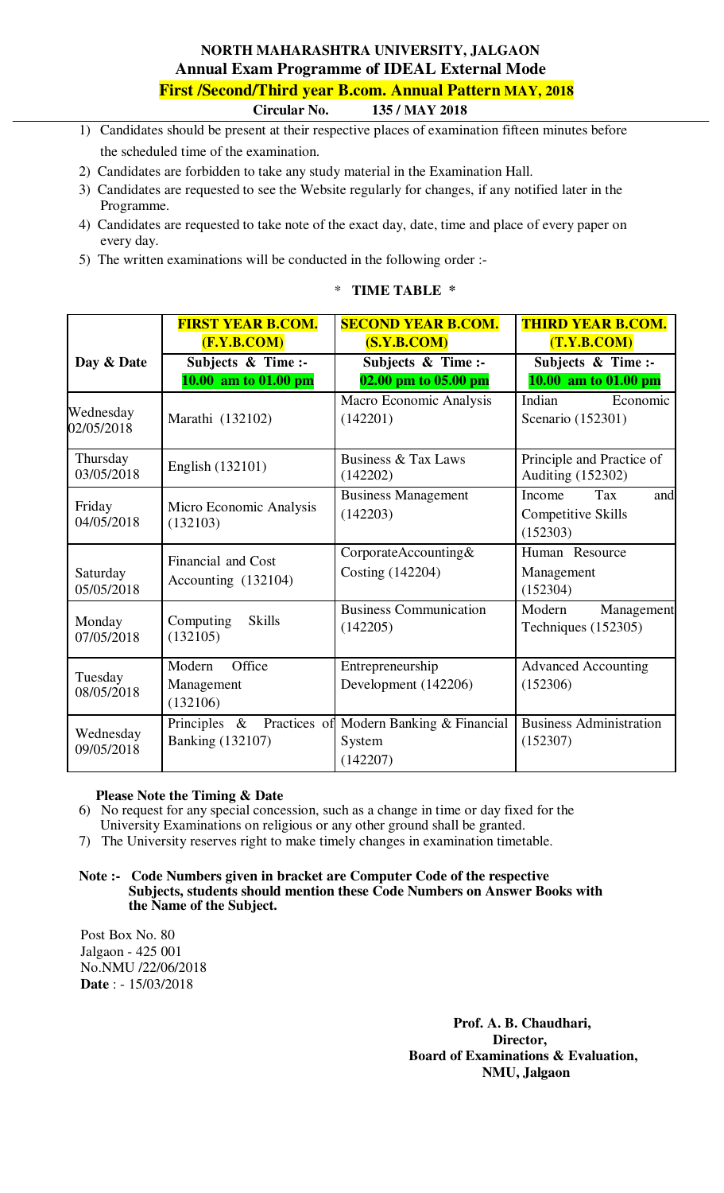# NORTH MAHARASHTRA UNIVERSITY, JALGAON

## Annual Exam Programme of IDEAL External Mode

## First /Second/Third year B.com. Annual Pattern MAY, 2018

**Circular No. 135 / MAY 2018**

1) Candidates should be present at their respective places of examination fifteen minutes before the scheduled time of the examination.
2) Candidates are forbidden to take any study material in the Examination Hall.
3) Candidates are requested to see the Website regularly for changes, if any notified later in the Programme.
4) Candidates are requested to take note of the exact day, date, time and place of every paper on every day.
5) The written examinations will be conducted in the following order :-

**\* TIME TABLE \***

| Day & Date | FIRST YEAR B.COM. (F.Y.B.COM) Subjects & Time :- 10.00 am to 01.00 pm | SECOND YEAR B.COM. (S.Y.B.COM) Subjects & Time :- 02.00 pm to 05.00 pm | THIRD YEAR B.COM. (T.Y.B.COM) Subjects & Time :- 10.00 am to 01.00 pm |
|---|---|---|---|
| Wednesday 02/05/2018 | Marathi (132102) | Macro Economic Analysis (142201) | Indian Economic Scenario (152301) |
| Thursday 03/05/2018 | English (132101) | Business & Tax Laws (142202) | Principle and Practice of Auditing (152302) |
| Friday 04/05/2018 | Micro Economic Analysis (132103) | Business Management (142203) | Income Tax and Competitive Skills (152303) |
| Saturday 05/05/2018 | Financial and Cost Accounting (132104) | CorporateAccounting& Costing (142204) | Human Resource Management (152304) |
| Monday 07/05/2018 | Computing Skills (132105) | Business Communication (142205) | Modern Management Techniques (152305) |
| Tuesday 08/05/2018 | Modern Office Management (132106) | Entrepreneurship Development (142206) | Advanced Accounting (152306) |
| Wednesday 09/05/2018 | Principles & Practices of Banking (132107) | Modern Banking & Financial System (142207) | Business Administration (152307) |

**Please Note the Timing & Date**

6) No request for any special concession, such as a change in time or day fixed for the University Examinations on religious or any other ground shall be granted.
7) The University reserves right to make timely changes in examination timetable.

**Note :- Code Numbers given in bracket are Computer Code of the respective Subjects, students should mention these Code Numbers on Answer Books with the Name of the Subject.**

Post Box No. 80
Jalgaon - 425 001
No.NMU /22/06/2018
**Date** : - 15/03/2018

**Prof. A. B. Chaudhari,**
**Director,**
**Board of Examinations & Evaluation,**
**NMU, Jalgaon**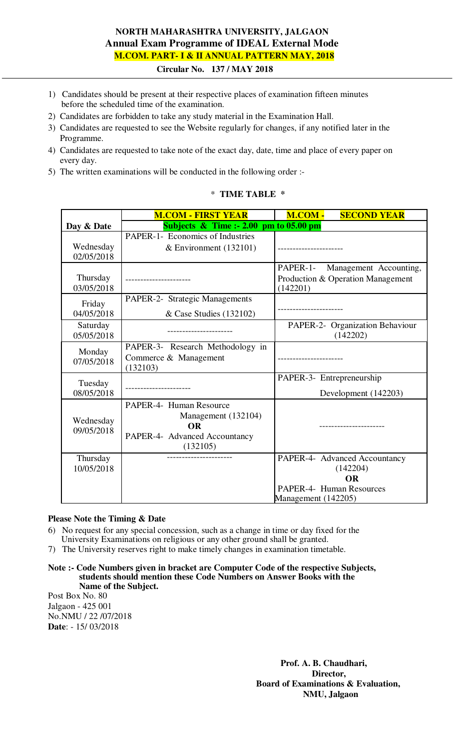# NORTH MAHARASHTRA UNIVERSITY, JALGAON

## Annual Exam Programme of IDEAL External Mode

## M.COM. PART- I & II ANNUAL PATTERN MAY, 2018

### Circular No. 137 / MAY 2018

1) Candidates should be present at their respective places of examination fifteen minutes before the scheduled time of the examination.
2) Candidates are forbidden to take any study material in the Examination Hall.
3) Candidates are requested to see the Website regularly for changes, if any notified later in the Programme.
4) Candidates are requested to take note of the exact day, date, time and place of every paper on every day.
5) The written examinations will be conducted in the following order :-

**\* TIME TABLE \***

| Day & Date | M.COM - FIRST YEAR | M.COM - SECOND YEAR |
|---|---|---|
| | **Subjects & Time :- 2.00 pm to 05.00 pm** | |
| Wednesday 02/05/2018 | PAPER-1- Economics of Industries & Environment (132101) | ---------------------- |
| Thursday 03/05/2018 | ---------------------- | PAPER-1- Management Accounting, Production & Operation Management (142201) |
| Friday 04/05/2018 | PAPER-2- Strategic Managements & Case Studies (132102) | ---------------------- |
| Saturday 05/05/2018 | ---------------------- | PAPER-2- Organization Behaviour (142202) |
| Monday 07/05/2018 | PAPER-3- Research Methodology in Commerce & Management (132103) | ---------------------- |
| Tuesday 08/05/2018 | ---------------------- | PAPER-3- Entrepreneurship Development (142203) |
| Wednesday 09/05/2018 | PAPER-4- Human Resource Management (132104) **OR** PAPER-4- Advanced Accountancy (132105) | ---------------------- |
| Thursday 10/05/2018 | ---------------------- | PAPER-4- Advanced Accountancy (142204) **OR** PAPER-4- Human Resources Management (142205) |

**Please Note the Timing & Date**

6) No request for any special concession, such as a change in time or day fixed for the University Examinations on religious or any other ground shall be granted.
7) The University reserves right to make timely changes in examination timetable.

**Note :- Code Numbers given in bracket are Computer Code of the respective Subjects, students should mention these Code Numbers on Answer Books with the Name of the Subject.**

Post Box No. 80
Jalgaon - 425 001
No.NMU / 22 /07/2018
**Date**: - 15/ 03/2018

**Prof. A. B. Chaudhari,**
**Director,**
**Board of Examinations & Evaluation,**
**NMU, Jalgaon**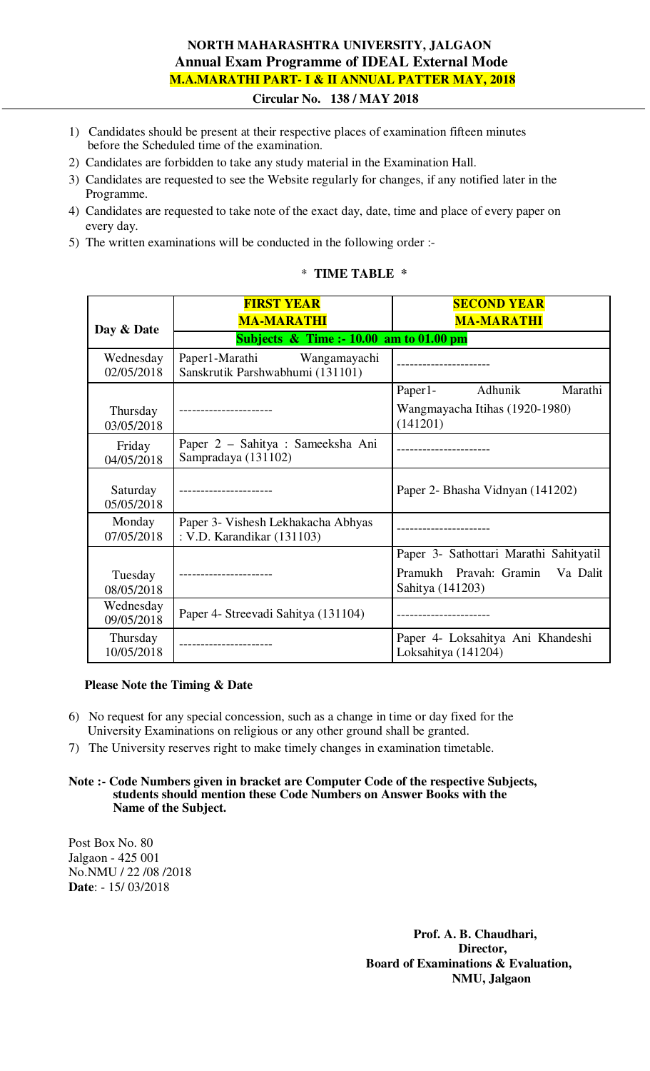# NORTH MAHARASHTRA UNIVERSITY, JALGAON

## Annual Exam Programme of IDEAL External Mode

### M.A.MARATHI PART- I & II ANNUAL PATTER MAY, 2018

**Circular No. 138 / MAY 2018**

1) Candidates should be present at their respective places of examination fifteen minutes before the Scheduled time of the examination.
2) Candidates are forbidden to take any study material in the Examination Hall.
3) Candidates are requested to see the Website regularly for changes, if any notified later in the Programme.
4) Candidates are requested to take note of the exact day, date, time and place of every paper on every day.
5) The written examinations will be conducted in the following order :-

**\* TIME TABLE \***

| Day & Date | FIRST YEAR MA-MARATHI | SECOND YEAR MA-MARATHI |
|---|---|---|
| | **Subjects & Time :- 10.00 am to 01.00 pm** | |
| Wednesday 02/05/2018 | Paper1-Marathi Wangamayachi Sanskrutik Parshwabhumi (131101) | ---------------------- |
| Thursday 03/05/2018 | ---------------------- | Paper1- Adhunik Marathi Wangmayacha Itihas (1920-1980) (141201) |
| Friday 04/05/2018 | Paper 2 – Sahitya : Sameeksha Ani Sampradaya (131102) | ---------------------- |
| Saturday 05/05/2018 | ---------------------- | Paper 2- Bhasha Vidnyan (141202) |
| Monday 07/05/2018 | Paper 3- Vishesh Lekhakacha Abhyas : V.D. Karandikar (131103) | ---------------------- |
| Tuesday 08/05/2018 | ---------------------- | Paper 3- Sathottari Marathi Sahityatil Pramukh Pravah: Gramin Va Dalit Sahitya (141203) |
| Wednesday 09/05/2018 | Paper 4- Streevadi Sahitya (131104) | ---------------------- |
| Thursday 10/05/2018 | ---------------------- | Paper 4- Loksahitya Ani Khandeshi Loksahitya (141204) |

**Please Note the Timing & Date**

6) No request for any special concession, such as a change in time or day fixed for the University Examinations on religious or any other ground shall be granted.
7) The University reserves right to make timely changes in examination timetable.

**Note :- Code Numbers given in bracket are Computer Code of the respective Subjects, students should mention these Code Numbers on Answer Books with the Name of the Subject.**

Post Box No. 80
Jalgaon - 425 001
No.NMU / 22 /08 /2018
**Date**: - 15/ 03/2018

**Prof. A. B. Chaudhari,**
**Director,**
**Board of Examinations & Evaluation,**
**NMU, Jalgaon**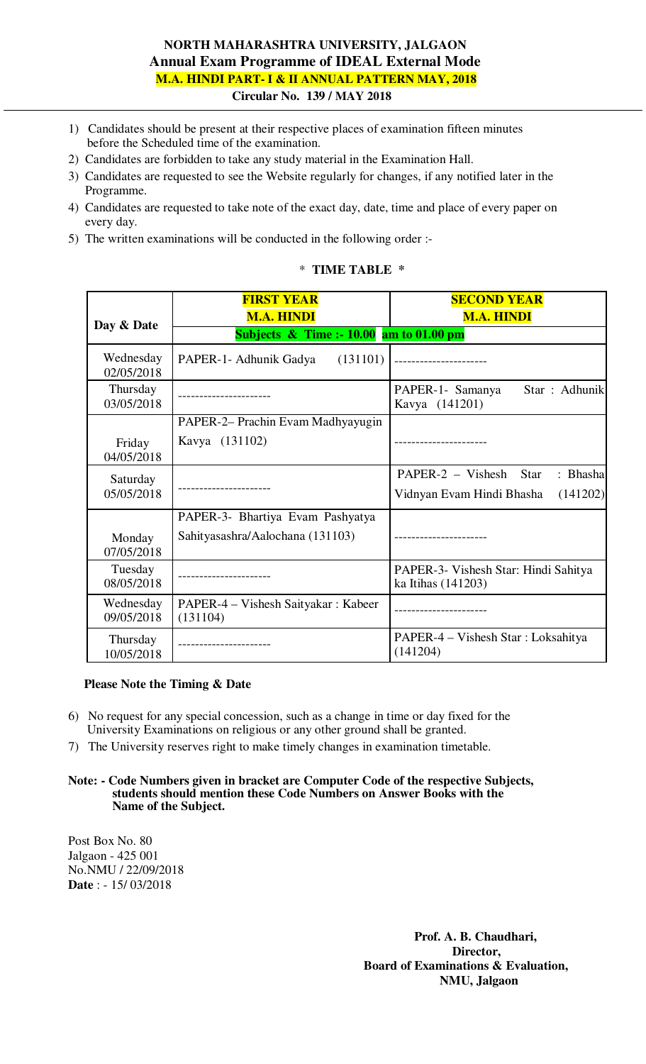# NORTH MAHARASHTRA UNIVERSITY, JALGAON
## Annual Exam Programme of IDEAL External Mode
### M.A. HINDI PART- I & II ANNUAL PATTERN MAY, 2018
**Circular No. 139 / MAY 2018**

1) Candidates should be present at their respective places of examination fifteen minutes before the Scheduled time of the examination.
2) Candidates are forbidden to take any study material in the Examination Hall.
3) Candidates are requested to see the Website regularly for changes, if any notified later in the Programme.
4) Candidates are requested to take note of the exact day, date, time and place of every paper on every day.
5) The written examinations will be conducted in the following order :-

**\* TIME TABLE \***

| Day & Date | FIRST YEAR M.A. HINDI | SECOND YEAR M.A. HINDI |
|---|---|---|
| | **Subjects & Time :- 10.00 am to 01.00 pm** | |
| Wednesday 02/05/2018 | PAPER-1- Adhunik Gadya (131101) | ---------------------- |
| Thursday 03/05/2018 | ---------------------- | PAPER-1- Samanya Star : Adhunik Kavya (141201) |
| Friday 04/05/2018 | PAPER-2– Prachin Evam Madhyayugin Kavya (131102) | ---------------------- |
| Saturday 05/05/2018 | ---------------------- | PAPER-2 – Vishesh Star : Bhasha Vidnyan Evam Hindi Bhasha (141202) |
| Monday 07/05/2018 | PAPER-3- Bhartiya Evam Pashyatya Sahityasashra/Aalochana (131103) | ---------------------- |
| Tuesday 08/05/2018 | ---------------------- | PAPER-3- Vishesh Star: Hindi Sahitya ka Itihas (141203) |
| Wednesday 09/05/2018 | PAPER-4 – Vishesh Saityakar : Kabeer (131104) | ---------------------- |
| Thursday 10/05/2018 | ---------------------- | PAPER-4 – Vishesh Star : Loksahitya (141204) |

**Please Note the Timing & Date**

6) No request for any special concession, such as a change in time or day fixed for the University Examinations on religious or any other ground shall be granted.
7) The University reserves right to make timely changes in examination timetable.

**Note: - Code Numbers given in bracket are Computer Code of the respective Subjects, students should mention these Code Numbers on Answer Books with the Name of the Subject.**

Post Box No. 80
Jalgaon - 425 001
No.NMU / 22/09/2018
**Date** : - 15/ 03/2018

**Prof. A. B. Chaudhari,**
**Director,**
**Board of Examinations & Evaluation,**
**NMU, Jalgaon**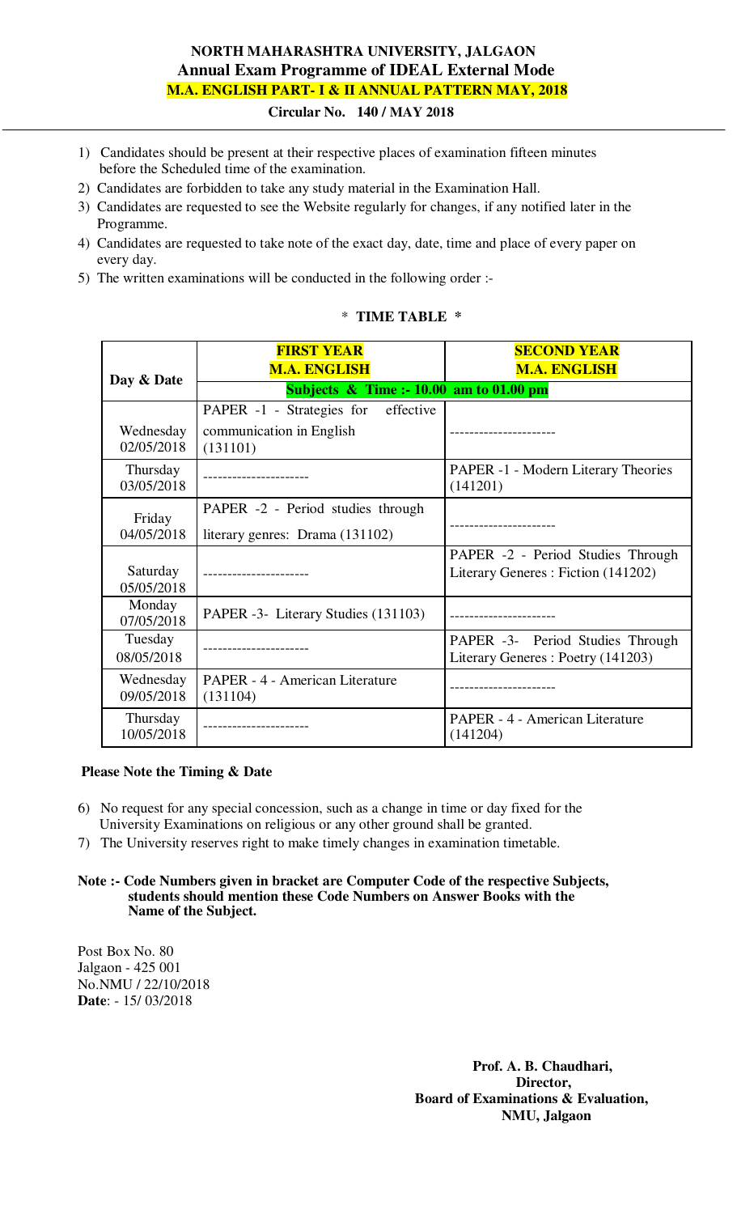**NORTH MAHARASHTRA UNIVERSITY, JALGAON**
**Annual Exam Programme of IDEAL External Mode**
**M.A. ENGLISH PART- I & II ANNUAL PATTERN MAY, 2018**
**Circular No. 140 / MAY 2018**

1) Candidates should be present at their respective places of examination fifteen minutes before the Scheduled time of the examination.
2) Candidates are forbidden to take any study material in the Examination Hall.
3) Candidates are requested to see the Website regularly for changes, if any notified later in the Programme.
4) Candidates are requested to take note of the exact day, date, time and place of every paper on every day.
5) The written examinations will be conducted in the following order :-

**\* TIME TABLE \***

| Day & Date | FIRST YEAR M.A. ENGLISH | SECOND YEAR M.A. ENGLISH |
|---|---|---|
| | Subjects & Time :- 10.00 am to 01.00 pm | |
| Wednesday 02/05/2018 | PAPER -1 - Strategies for effective communication in English (131101) | ---------------------- |
| Thursday 03/05/2018 | ---------------------- | PAPER -1 - Modern Literary Theories (141201) |
| Friday 04/05/2018 | PAPER -2 - Period studies through literary genres: Drama (131102) | ---------------------- |
| Saturday 05/05/2018 | ---------------------- | PAPER -2 - Period Studies Through Literary Generes : Fiction (141202) |
| Monday 07/05/2018 | PAPER -3- Literary Studies (131103) | ---------------------- |
| Tuesday 08/05/2018 | ---------------------- | PAPER -3- Period Studies Through Literary Generes : Poetry (141203) |
| Wednesday 09/05/2018 | PAPER - 4 - American Literature (131104) | ---------------------- |
| Thursday 10/05/2018 | ---------------------- | PAPER - 4 - American Literature (141204) |

**Please Note the Timing & Date**

6) No request for any special concession, such as a change in time or day fixed for the University Examinations on religious or any other ground shall be granted.
7) The University reserves right to make timely changes in examination timetable.

**Note :- Code Numbers given in bracket are Computer Code of the respective Subjects, students should mention these Code Numbers on Answer Books with the Name of the Subject.**

Post Box No. 80
Jalgaon - 425 001
No.NMU / 22/10/2018
**Date**: - 15/ 03/2018

**Prof. A. B. Chaudhari,**
**Director,**
**Board of Examinations & Evaluation,**
**NMU, Jalgaon**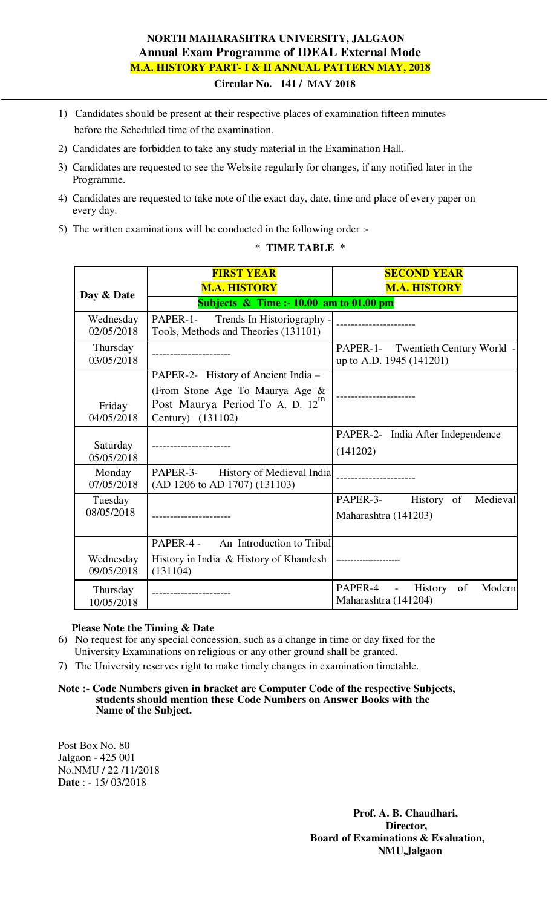# NORTH MAHARASHTRA UNIVERSITY, JALGAON

## Annual Exam Programme of IDEAL External Mode

## M.A. HISTORY PART- I & II ANNUAL PATTERN MAY, 2018

**Circular No. 141 / MAY 2018**

1) Candidates should be present at their respective places of examination fifteen minutes before the Scheduled time of the examination.
2) Candidates are forbidden to take any study material in the Examination Hall.
3) Candidates are requested to see the Website regularly for changes, if any notified later in the Programme.
4) Candidates are requested to take note of the exact day, date, time and place of every paper on every day.
5) The written examinations will be conducted in the following order :-

**\* TIME TABLE \***

| Day & Date | FIRST YEAR M.A. HISTORY | SECOND YEAR M.A. HISTORY |
|---|---|---|
| | Subjects & Time :- 10.00 am to 01.00 pm | |
| Wednesday 02/05/2018 | PAPER-1- Trends In Historiography - Tools, Methods and Theories (131101) | ---------------------- |
| Thursday 03/05/2018 | ---------------------- | PAPER-1- Twentieth Century World - up to A.D. 1945 (141201) |
| Friday 04/05/2018 | PAPER-2- History of Ancient India – (From Stone Age To Maurya Age & Post Maurya Period To A. D. 12th Century) (131102) | ---------------------- |
| Saturday 05/05/2018 | ---------------------- | PAPER-2- India After Independence (141202) |
| Monday 07/05/2018 | PAPER-3- History of Medieval India (AD 1206 to AD 1707) (131103) | ---------------------- |
| Tuesday 08/05/2018 | ---------------------- | PAPER-3- History of Medieval Maharashtra (141203) |
| Wednesday 09/05/2018 | PAPER-4 - An Introduction to Tribal History in India & History of Khandesh (131104) | --------------------- |
| Thursday 10/05/2018 | ---------------------- | PAPER-4 - History of Modern Maharashtra (141204) |

**Please Note the Timing & Date**

6) No request for any special concession, such as a change in time or day fixed for the University Examinations on religious or any other ground shall be granted.
7) The University reserves right to make timely changes in examination timetable.

**Note :- Code Numbers given in bracket are Computer Code of the respective Subjects, students should mention these Code Numbers on Answer Books with the Name of the Subject.**

Post Box No. 80
Jalgaon - 425 001
No.NMU / 22 /11/2018
**Date** : - 15/ 03/2018

**Prof. A. B. Chaudhari,**
**Director,**
**Board of Examinations & Evaluation,**
**NMU,Jalgaon**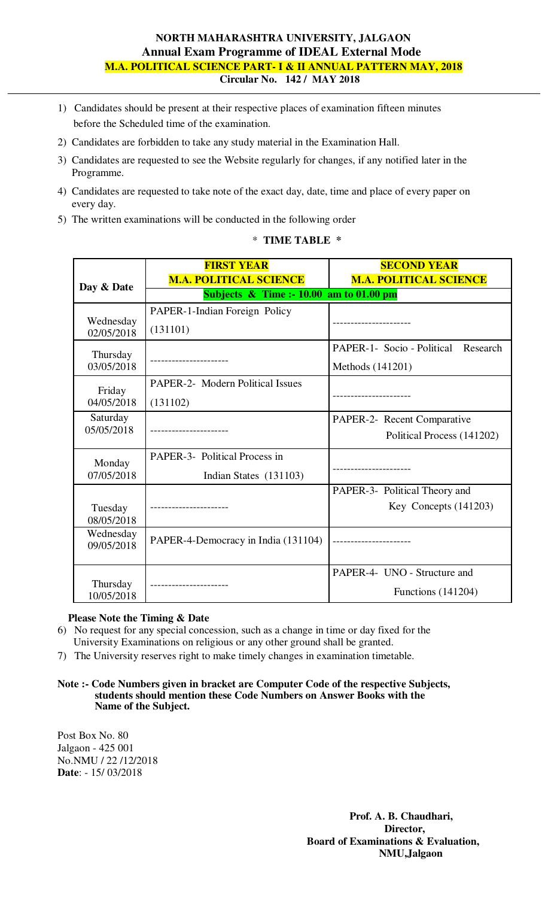**NORTH MAHARASHTRA UNIVERSITY, JALGAON**
**Annual Exam Programme of IDEAL External Mode**
**M.A. POLITICAL SCIENCE PART- I & II ANNUAL PATTERN MAY, 2018**
**Circular No. 142 / MAY 2018**

1) Candidates should be present at their respective places of examination fifteen minutes before the Scheduled time of the examination.
2) Candidates are forbidden to take any study material in the Examination Hall.
3) Candidates are requested to see the Website regularly for changes, if any notified later in the Programme.
4) Candidates are requested to take note of the exact day, date, time and place of every paper on every day.
5) The written examinations will be conducted in the following order

**\* TIME TABLE \***

| Day & Date | FIRST YEAR M.A. POLITICAL SCIENCE | SECOND YEAR M.A. POLITICAL SCIENCE |
|---|---|---|
| | Subjects & Time :- 10.00 am to 01.00 pm | |
| Wednesday 02/05/2018 | PAPER-1-Indian Foreign Policy (131101) | ---------------------- |
| Thursday 03/05/2018 | ---------------------- | PAPER-1- Socio - Political Research Methods (141201) |
| Friday 04/05/2018 | PAPER-2- Modern Political Issues (131102) | ---------------------- |
| Saturday 05/05/2018 | ---------------------- | PAPER-2- Recent Comparative Political Process (141202) |
| Monday 07/05/2018 | PAPER-3- Political Process in Indian States (131103) | ---------------------- |
| Tuesday 08/05/2018 | ---------------------- | PAPER-3- Political Theory and Key Concepts (141203) |
| Wednesday 09/05/2018 | PAPER-4-Democracy in India (131104) | ---------------------- |
| Thursday 10/05/2018 | ---------------------- | PAPER-4- UNO - Structure and Functions (141204) |

**Please Note the Timing & Date**

6) No request for any special concession, such as a change in time or day fixed for the University Examinations on religious or any other ground shall be granted.
7) The University reserves right to make timely changes in examination timetable.

**Note :- Code Numbers given in bracket are Computer Code of the respective Subjects, students should mention these Code Numbers on Answer Books with the Name of the Subject.**

Post Box No. 80
Jalgaon - 425 001
No.NMU / 22 /12/2018
**Date**: - 15/ 03/2018

**Prof. A. B. Chaudhari,**
**Director,**
**Board of Examinations & Evaluation,**
**NMU,Jalgaon**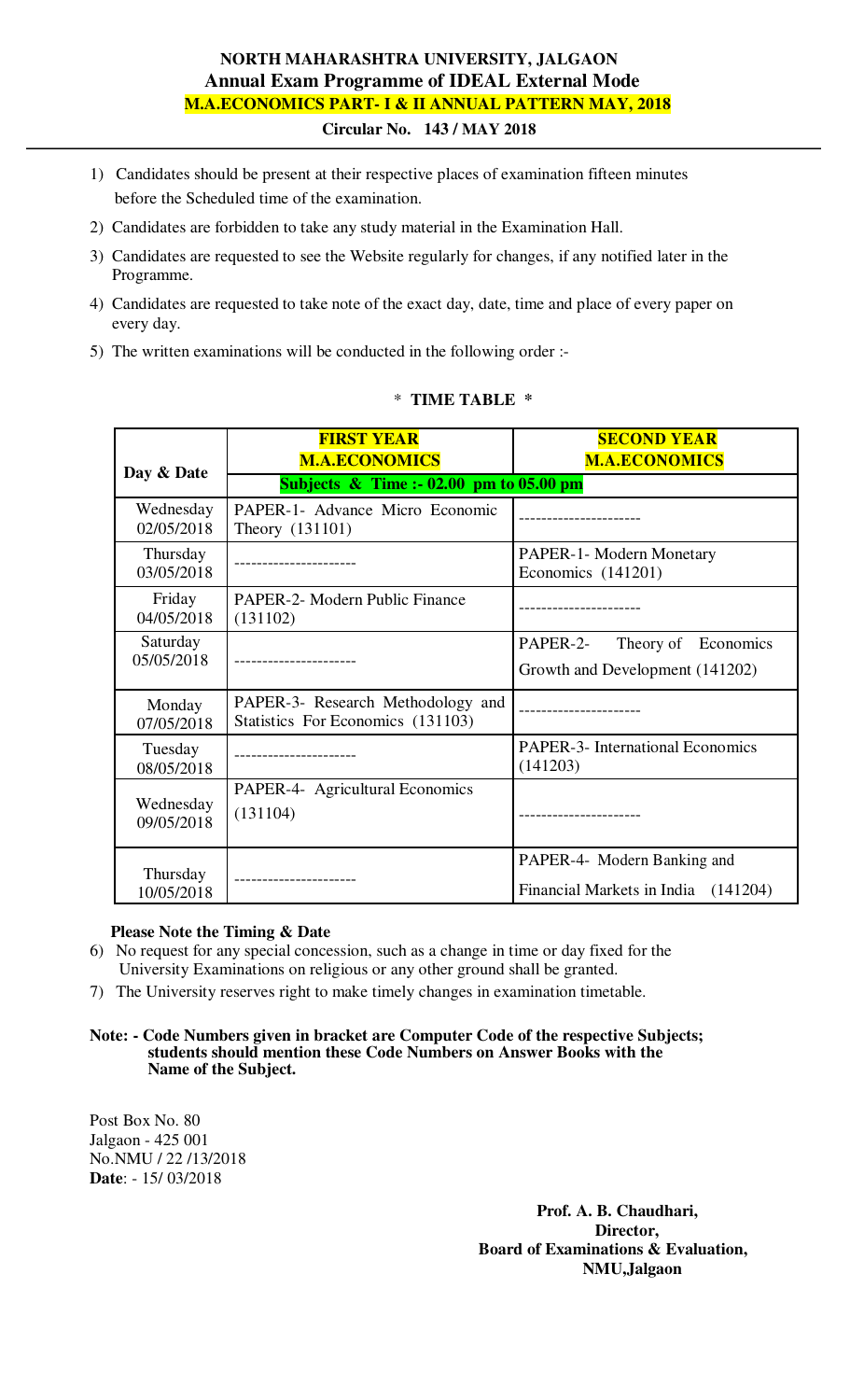# NORTH MAHARASHTRA UNIVERSITY, JALGAON

## Annual Exam Programme of IDEAL External Mode

## M.A.ECONOMICS PART- I & II ANNUAL PATTERN MAY, 2018

**Circular No. 143 / MAY 2018**

1) Candidates should be present at their respective places of examination fifteen minutes before the Scheduled time of the examination.
2) Candidates are forbidden to take any study material in the Examination Hall.
3) Candidates are requested to see the Website regularly for changes, if any notified later in the Programme.
4) Candidates are requested to take note of the exact day, date, time and place of every paper on every day.
5) The written examinations will be conducted in the following order :-

**\* TIME TABLE \***

| Day & Date | FIRST YEAR M.A.ECONOMICS | SECOND YEAR M.A.ECONOMICS |
|---|---|---|
| | Subjects & Time :- 02.00 pm to 05.00 pm | |
| Wednesday 02/05/2018 | PAPER-1- Advance Micro Economic Theory (131101) | ---------------------- |
| Thursday 03/05/2018 | ---------------------- | PAPER-1- Modern Monetary Economics (141201) |
| Friday 04/05/2018 | PAPER-2- Modern Public Finance (131102) | ---------------------- |
| Saturday 05/05/2018 | ---------------------- | PAPER-2- Theory of Economics Growth and Development (141202) |
| Monday 07/05/2018 | PAPER-3- Research Methodology and Statistics For Economics (131103) | ---------------------- |
| Tuesday 08/05/2018 | ---------------------- | PAPER-3- International Economics (141203) |
| Wednesday 09/05/2018 | PAPER-4- Agricultural Economics (131104) | ---------------------- |
| Thursday 10/05/2018 | ---------------------- | PAPER-4- Modern Banking and Financial Markets in India (141204) |

**Please Note the Timing & Date**

6) No request for any special concession, such as a change in time or day fixed for the University Examinations on religious or any other ground shall be granted.
7) The University reserves right to make timely changes in examination timetable.

**Note: - Code Numbers given in bracket are Computer Code of the respective Subjects; students should mention these Code Numbers on Answer Books with the Name of the Subject.**

Post Box No. 80
Jalgaon - 425 001
No.NMU / 22 /13/2018
**Date**: - 15/ 03/2018

**Prof. A. B. Chaudhari,**
**Director,**
**Board of Examinations & Evaluation,**
**NMU,Jalgaon**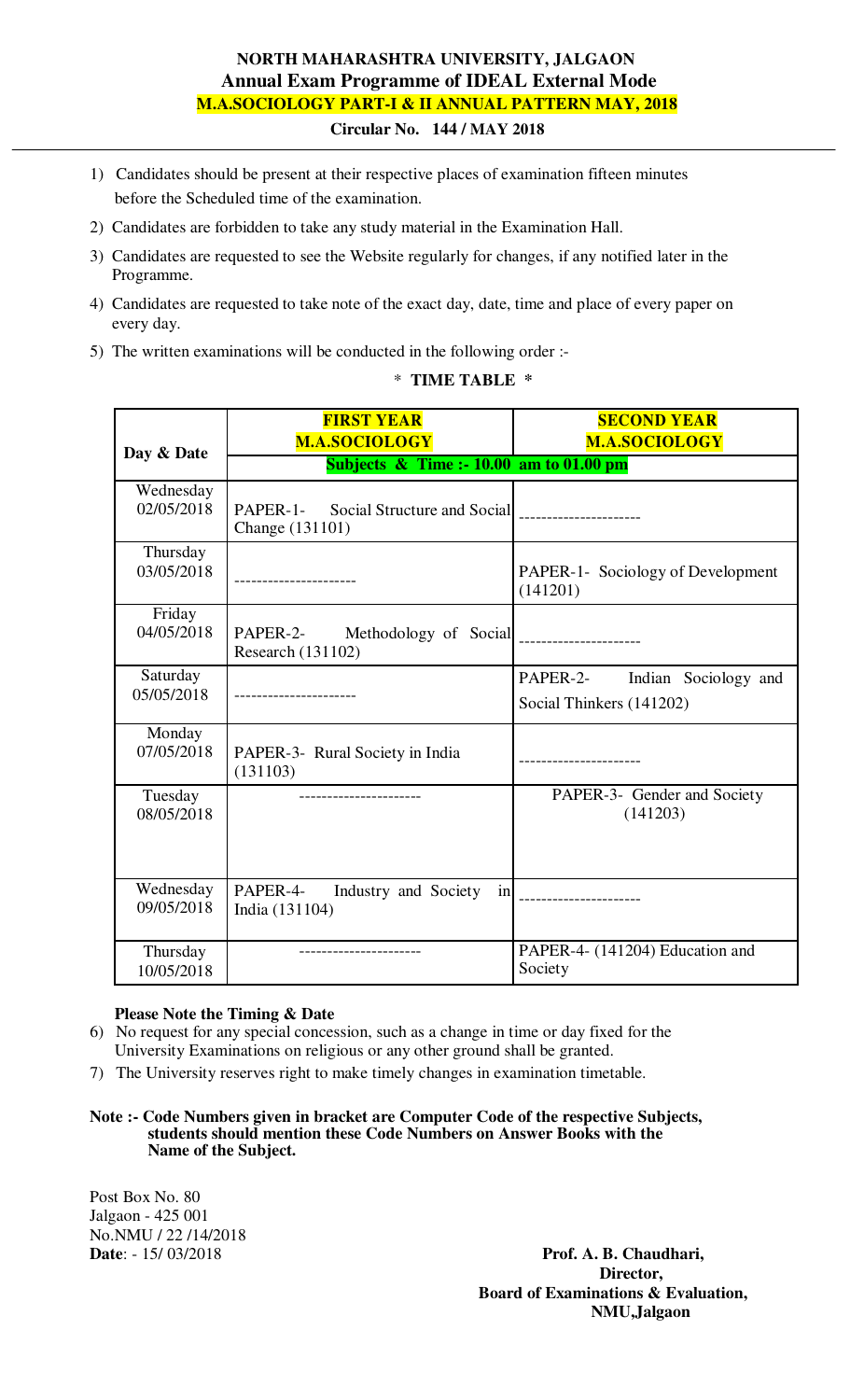**NORTH MAHARASHTRA UNIVERSITY, JALGAON**
**Annual Exam Programme of IDEAL External Mode**
**M.A.SOCIOLOGY PART-I & II ANNUAL PATTERN MAY, 2018**
**Circular No. 144 / MAY 2018**

1) Candidates should be present at their respective places of examination fifteen minutes before the Scheduled time of the examination.
2) Candidates are forbidden to take any study material in the Examination Hall.
3) Candidates are requested to see the Website regularly for changes, if any notified later in the Programme.
4) Candidates are requested to take note of the exact day, date, time and place of every paper on every day.
5) The written examinations will be conducted in the following order :-

**\* TIME TABLE \***

| Day & Date | FIRST YEAR M.A.SOCIOLOGY | SECOND YEAR M.A.SOCIOLOGY |
|---|---|---|
| | Subjects & Time :- 10.00 am to 01.00 pm | |
| Wednesday 02/05/2018 | PAPER-1- Social Structure and Social Change (131101) | ---------------------- |
| Thursday 03/05/2018 | ---------------------- | PAPER-1- Sociology of Development (141201) |
| Friday 04/05/2018 | PAPER-2- Methodology of Social Research (131102) | ---------------------- |
| Saturday 05/05/2018 | ---------------------- | PAPER-2- Indian Sociology and Social Thinkers (141202) |
| Monday 07/05/2018 | PAPER-3- Rural Society in India (131103) | ---------------------- |
| Tuesday 08/05/2018 | ---------------------- | PAPER-3- Gender and Society (141203) |
| Wednesday 09/05/2018 | PAPER-4- Industry and Society in India (131104) | ---------------------- |
| Thursday 10/05/2018 | ---------------------- | PAPER-4- (141204) Education and Society |

**Please Note the Timing & Date**

6) No request for any special concession, such as a change in time or day fixed for the University Examinations on religious or any other ground shall be granted.
7) The University reserves right to make timely changes in examination timetable.

**Note :- Code Numbers given in bracket are Computer Code of the respective Subjects, students should mention these Code Numbers on Answer Books with the Name of the Subject.**

Post Box No. 80
Jalgaon - 425 001
No.NMU / 22 /14/2018
**Date**: - 15/ 03/2018

**Prof. A. B. Chaudhari,**
**Director,**
**Board of Examinations & Evaluation,**
**NMU,Jalgaon**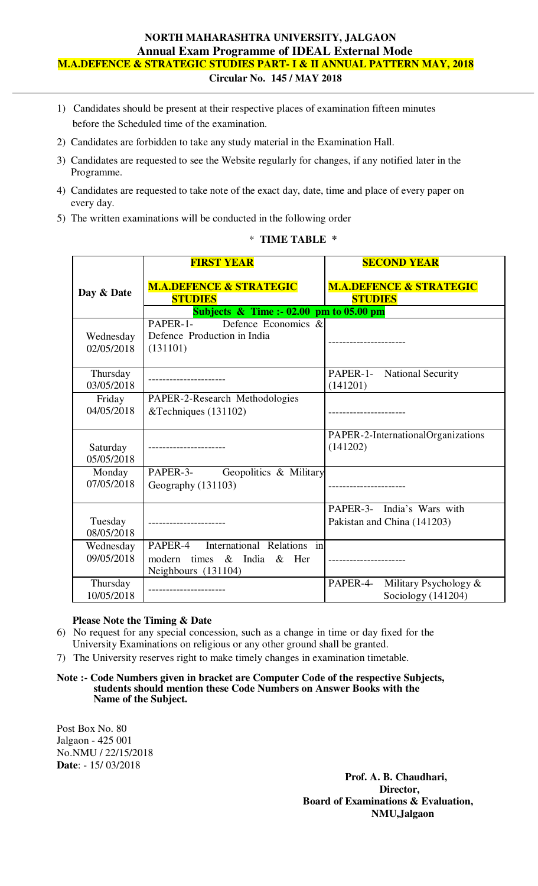**NORTH MAHARASHTRA UNIVERSITY, JALGAON**
**Annual Exam Programme of IDEAL External Mode**
**M.A.DEFENCE & STRATEGIC STUDIES PART- I & II ANNUAL PATTERN MAY, 2018**
**Circular No. 145 / MAY 2018**

1) Candidates should be present at their respective places of examination fifteen minutes before the Scheduled time of the examination.
2) Candidates are forbidden to take any study material in the Examination Hall.
3) Candidates are requested to see the Website regularly for changes, if any notified later in the Programme.
4) Candidates are requested to take note of the exact day, date, time and place of every paper on every day.
5) The written examinations will be conducted in the following order

**\* TIME TABLE \***

| Day & Date | **FIRST YEAR** **M.A.DEFENCE & STRATEGIC STUDIES** | **SECOND YEAR** **M.A.DEFENCE & STRATEGIC STUDIES** |
|---|---|---|
| | **Subjects & Time :- 02.00 pm to 05.00 pm** | |
| Wednesday 02/05/2018 | PAPER-1- Defence Economics & Defence Production in India (131101) | ---------------------- |
| Thursday 03/05/2018 | ---------------------- | PAPER-1- National Security (141201) |
| Friday 04/05/2018 | PAPER-2-Research Methodologies &Techniques (131102) | ---------------------- |
| Saturday 05/05/2018 | ---------------------- | PAPER-2-InternationalOrganizations (141202) |
| Monday 07/05/2018 | PAPER-3- Geopolitics & Military Geography (131103) | ---------------------- |
| Tuesday 08/05/2018 | ---------------------- | PAPER-3- India's Wars with Pakistan and China (141203) |
| Wednesday 09/05/2018 | PAPER-4 International Relations in modern times & India & Her Neighbours (131104) | ---------------------- |
| Thursday 10/05/2018 | ---------------------- | PAPER-4- Military Psychology & Sociology (141204) |

**Please Note the Timing & Date**

6) No request for any special concession, such as a change in time or day fixed for the University Examinations on religious or any other ground shall be granted.
7) The University reserves right to make timely changes in examination timetable.

**Note :- Code Numbers given in bracket are Computer Code of the respective Subjects, students should mention these Code Numbers on Answer Books with the Name of the Subject.**

Post Box No. 80
Jalgaon - 425 001
No.NMU / 22/15/2018
**Date**: - 15/ 03/2018

**Prof. A. B. Chaudhari,**
**Director,**
**Board of Examinations & Evaluation,**
**NMU,Jalgaon**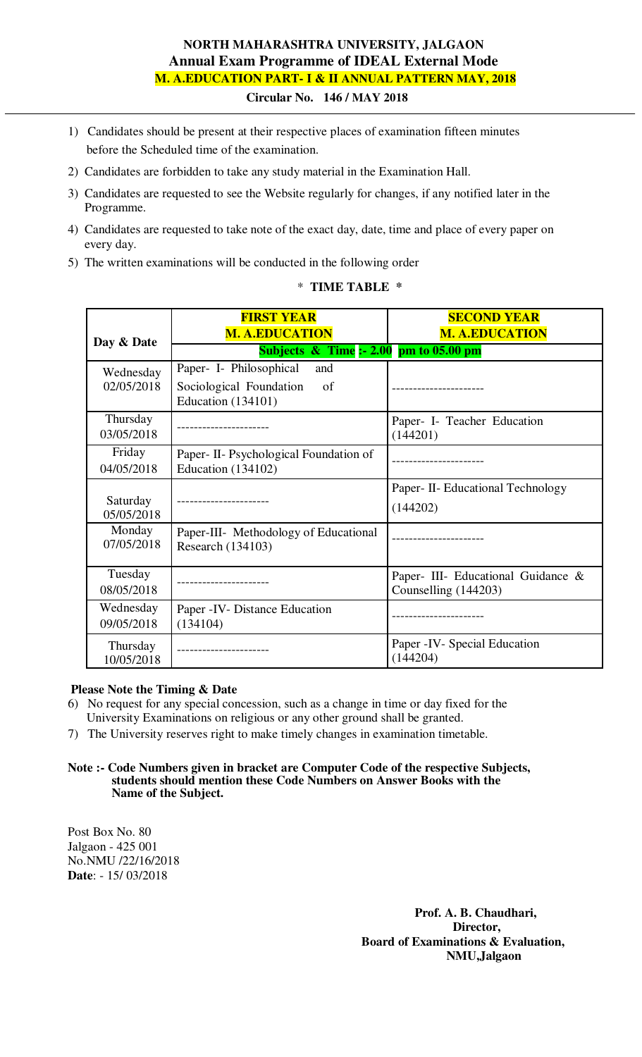# NORTH MAHARASHTRA UNIVERSITY, JALGAON

## Annual Exam Programme of IDEAL External Mode

### M. A.EDUCATION PART- I & II ANNUAL PATTERN MAY, 2018

**Circular No. 146 / MAY 2018**

1) Candidates should be present at their respective places of examination fifteen minutes before the Scheduled time of the examination.
2) Candidates are forbidden to take any study material in the Examination Hall.
3) Candidates are requested to see the Website regularly for changes, if any notified later in the Programme.
4) Candidates are requested to take note of the exact day, date, time and place of every paper on every day.
5) The written examinations will be conducted in the following order

**\* TIME TABLE \***

| Day & Date | FIRST YEAR M. A.EDUCATION | SECOND YEAR M. A.EDUCATION |
|---|---|---|
| | Subjects & Time :- 2.00 pm to 05.00 pm | |
| Wednesday 02/05/2018 | Paper- I- Philosophical and Sociological Foundation of Education (134101) | ---------------------- |
| Thursday 03/05/2018 | ---------------------- | Paper- I- Teacher Education (144201) |
| Friday 04/05/2018 | Paper- II- Psychological Foundation of Education (134102) | ---------------------- |
| Saturday 05/05/2018 | ---------------------- | Paper- II- Educational Technology (144202) |
| Monday 07/05/2018 | Paper-III- Methodology of Educational Research (134103) | ---------------------- |
| Tuesday 08/05/2018 | ---------------------- | Paper- III- Educational Guidance & Counselling (144203) |
| Wednesday 09/05/2018 | Paper -IV- Distance Education (134104) | ---------------------- |
| Thursday 10/05/2018 | ---------------------- | Paper -IV- Special Education (144204) |

**Please Note the Timing & Date**

6) No request for any special concession, such as a change in time or day fixed for the University Examinations on religious or any other ground shall be granted.
7) The University reserves right to make timely changes in examination timetable.

**Note :- Code Numbers given in bracket are Computer Code of the respective Subjects, students should mention these Code Numbers on Answer Books with the Name of the Subject.**

Post Box No. 80
Jalgaon - 425 001
No.NMU /22/16/2018
**Date**: - 15/ 03/2018

**Prof. A. B. Chaudhari,**
**Director,**
**Board of Examinations & Evaluation,**
**NMU,Jalgaon**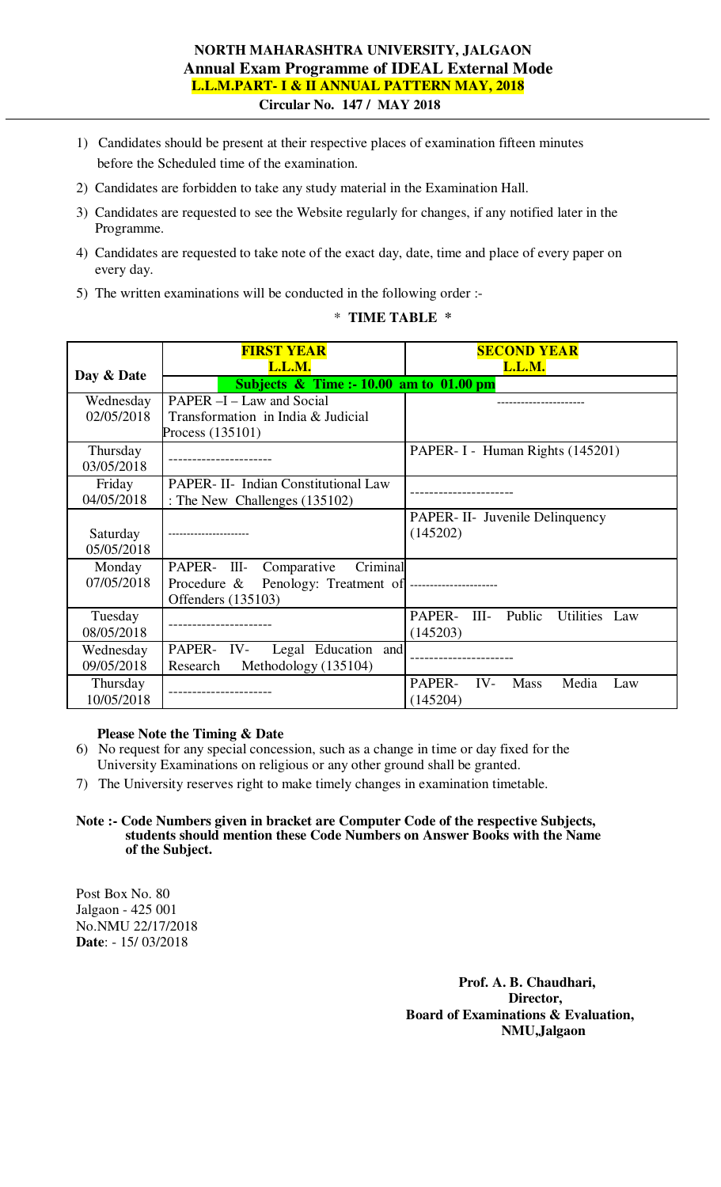# NORTH MAHARASHTRA UNIVERSITY, JALGAON

## Annual Exam Programme of IDEAL External Mode

## L.L.M.PART- I & II ANNUAL PATTERN MAY, 2018

**Circular No. 147 / MAY 2018**

1) Candidates should be present at their respective places of examination fifteen minutes before the Scheduled time of the examination.
2) Candidates are forbidden to take any study material in the Examination Hall.
3) Candidates are requested to see the Website regularly for changes, if any notified later in the Programme.
4) Candidates are requested to take note of the exact day, date, time and place of every paper on every day.
5) The written examinations will be conducted in the following order :-

**\* TIME TABLE \***

| Day & Date | **FIRST YEAR L.L.M.** | **SECOND YEAR L.L.M.** |
|---|---|---|
| | **Subjects & Time :- 10.00 am to 01.00 pm** | |
| Wednesday 02/05/2018 | PAPER –I – Law and Social Transformation in India & Judicial Process (135101) | ---------------------- |
| Thursday 03/05/2018 | ---------------------- | PAPER- I - Human Rights (145201) |
| Friday 04/05/2018 | PAPER- II- Indian Constitutional Law : The New Challenges (135102) | ---------------------- |
| Saturday 05/05/2018 | --------------------- | PAPER- II- Juvenile Delinquency (145202) |
| Monday 07/05/2018 | PAPER- III- Comparative Criminal Procedure & Penology: Treatment of Offenders (135103) | --------------------- |
| Tuesday 08/05/2018 | ---------------------- | PAPER- III- Public Utilities Law (145203) |
| Wednesday 09/05/2018 | PAPER- IV- Legal Education and Research Methodology (135104) | ---------------------- |
| Thursday 10/05/2018 | ---------------------- | PAPER- IV- Mass Media Law (145204) |

**Please Note the Timing & Date**

6) No request for any special concession, such as a change in time or day fixed for the University Examinations on religious or any other ground shall be granted.
7) The University reserves right to make timely changes in examination timetable.

**Note :- Code Numbers given in bracket are Computer Code of the respective Subjects, students should mention these Code Numbers on Answer Books with the Name of the Subject.**

Post Box No. 80
Jalgaon - 425 001
No.NMU 22/17/2018
**Date**: - 15/ 03/2018

**Prof. A. B. Chaudhari,**
**Director,**
**Board of Examinations & Evaluation,**
**NMU,Jalgaon**